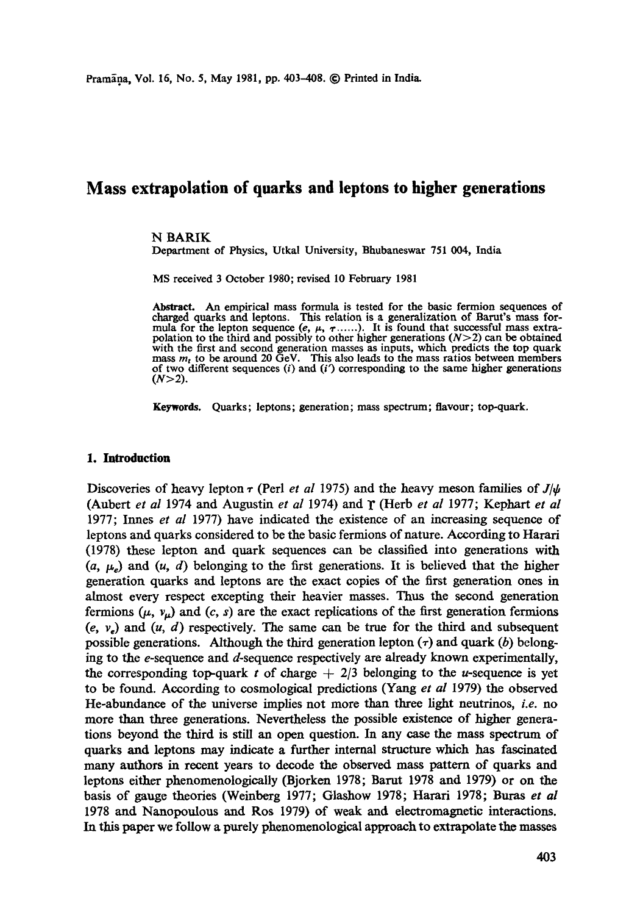# Mass extrapolation of quarks and leptons to higher generations

N BARIK

Department of Physics, Utkal University, Bhubaneswar 751 004, India

MS received 3 October 1980; revised 10 February 1981

**Abstract.** An empirical mass formula is tested for the basic fermion sequences of charged quarks and leptons. This relation is a generalization of Barut's mass formula for the lepton sequence ($e$, $\mu$, $\tau$......). It is found that successful mass extrapolation to the third and possibly to other higher generations ($N>2$) can be obtained with the first and second generation masses as inputs, which predicts the top quark mass $m_t$ to be around 20 GeV. This also leads to the mass ratios between members of two different sequences ($i$) and ($i'$) corresponding to the same higher generations ($N>2$).

**Keywords.** Quarks; leptons; generation; mass spectrum; flavour; top-quark.

## 1. Introduction

Discoveries of heavy lepton $\tau$ (Perl *et al* 1975) and the heavy meson families of $J/\psi$ (Aubert *et al* 1974 and Augustin *et al* 1974) and $\Upsilon$ (Herb *et al* 1977; Kephart *et al* 1977; Innes *et al* 1977) have indicated the existence of an increasing sequence of leptons and quarks considered to be the basic fermions of nature. According to Harari (1978) these lepton and quark sequences can be classified into generations with ($a$, $\mu_e$) and ($u$, $d$) belonging to the first generations. It is believed that the higher generation quarks and leptons are the exact copies of the first generation ones in almost every respect excepting their heavier masses. Thus the second generation fermions ($\mu$, $\nu_\mu$) and ($c$, $s$) are the exact replications of the first generation fermions ($e$, $\nu_e$) and ($u$, $d$) respectively. The same can be true for the third and subsequent possible generations. Although the third generation lepton ($\tau$) and quark ($b$) belonging to the $e$-sequence and $d$-sequence respectively are already known experimentally, the corresponding top-quark $t$ of charge $+ 2/3$ belonging to the $u$-sequence is yet to be found. According to cosmological predictions (Yang *et al* 1979) the observed He-abundance of the universe implies not more than three light neutrinos, *i.e.* no more than three generations. Nevertheless the possible existence of higher generations beyond the third is still an open question. In any case the mass spectrum of quarks and leptons may indicate a further internal structure which has fascinated many authors in recent years to decode the observed mass pattern of quarks and leptons either phenomenologically (Bjorken 1978; Barut 1978 and 1979) or on the basis of gauge theories (Weinberg 1977; Glashow 1978; Harari 1978; Buras *et al* 1978 and Nanopoulous and Ros 1979) of weak and electromagnetic interactions. In this paper we follow a purely phenomenological approach to extrapolate the masses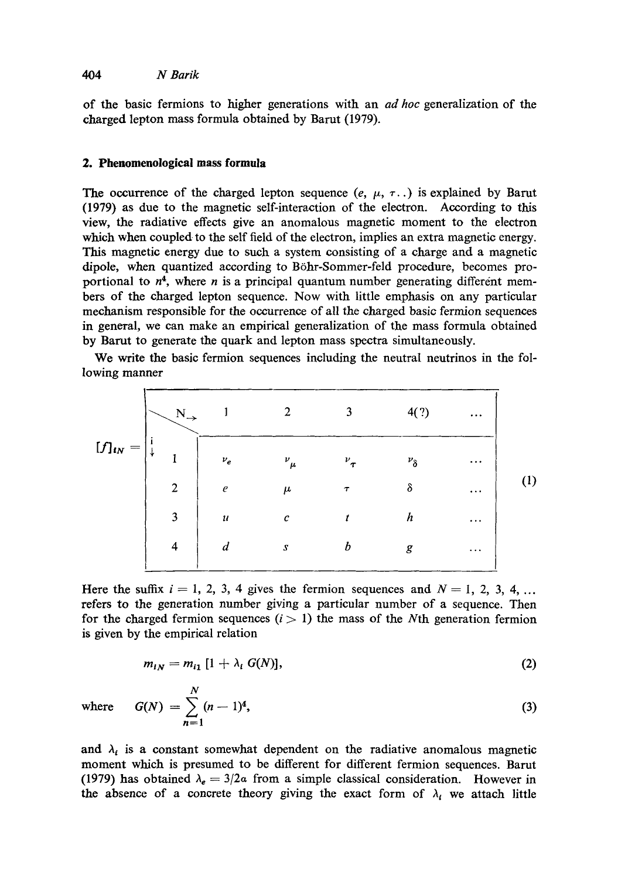of the basic fermions to higher generations with an *ad hoc* generalization of the charged lepton mass formula obtained by Barut (1979).

## 2. Phenomenological mass formula

The occurrence of the charged lepton sequence ($e$, $\mu$, $\tau$..) is explained by Barut (1979) as due to the magnetic self-interaction of the electron. According to this view, the radiative effects give an anomalous magnetic moment to the electron which when coupled to the self field of the electron, implies an extra magnetic energy. This magnetic energy due to such a system consisting of a charge and a magnetic dipole, when quantized according to Böhr-Sommer-feld procedure, becomes proportional to $n^4$, where $n$ is a principal quantum number generating different members of the charged lepton sequence. Now with little emphasis on any particular mechanism responsible for the occurrence of all the charged basic fermion sequences in general, we can make an empirical generalization of the mass formula obtained by Barut to generate the quark and lepton mass spectra simultaneously.

We write the basic fermion sequences including the neutral neutrinos in the following manner

$$
[f]_{iN} = \begin{array}{c|ccccc}
i \downarrow \backslash N \rightarrow & 1 & 2 & 3 & 4(?) & \ldots \\
\hline
1 & \nu_e & \nu_\mu & \nu_\tau & \nu_\delta & \ldots \\
2 & e & \mu & \tau & \delta & \ldots \\
3 & u & c & t & h & \ldots \\
4 & d & s & b & g & \ldots
\end{array} \tag{1}
$$

Here the suffix $i = 1, 2, 3, 4$ gives the fermion sequences and $N = 1, 2, 3, 4, \ldots$ refers to the generation number giving a particular number of a sequence. Then for the charged fermion sequences ($i > 1$) the mass of the $N$th generation fermion is given by the empirical relation

$$m_{iN} = m_{i1} [1 + \lambda_i G(N)], \tag{2}$$

where $$G(N) = \sum_{n=1}^{N} (n-1)^4, \tag{3}$$

and $\lambda_i$ is a constant somewhat dependent on the radiative anomalous magnetic moment which is presumed to be different for different fermion sequences. Barut (1979) has obtained $\lambda_e = 3/2\alpha$ from a simple classical consideration. However in the absence of a concrete theory giving the exact form of $\lambda_i$ we attach little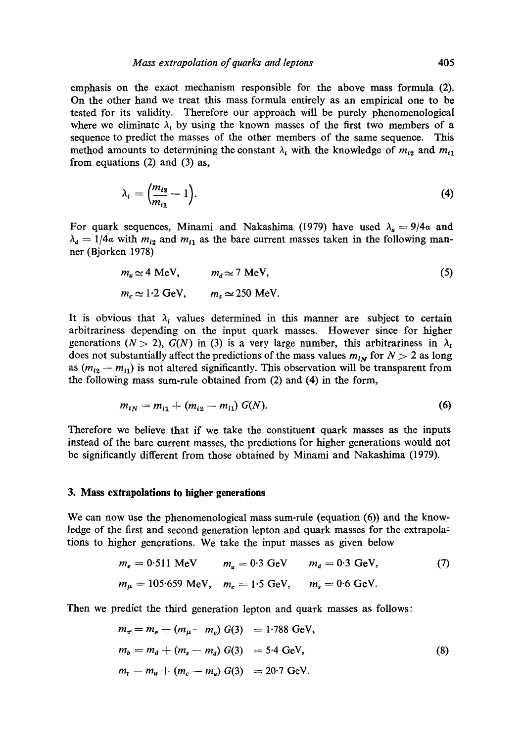emphasis on the exact mechanism responsible for the above mass formula (2). On the other hand we treat this mass formula entirely as an empirical one to be tested for its validity. Therefore our approach will be purely phenomenological where we eliminate $\lambda_i$ by using the known masses of the first two members of a sequence to predict the masses of the other members of the same sequence. This method amounts to determining the constant $\lambda_i$ with the knowledge of $m_{i2}$ and $m_{i1}$ from equations (2) and (3) as,

$$\lambda_i = \left(\frac{m_{i2}}{m_{i1}} - 1\right). \tag{4}$$

For quark sequences, Minami and Nakashima (1979) have used $\lambda_u = 9/4\alpha$ and $\lambda_d = 1/4\alpha$ with $m_{i2}$ and $m_{i1}$ as the bare current masses taken in the following manner (Bjorken 1978)

$$\begin{aligned} m_u &\simeq 4 \text{ MeV}, & m_d &\simeq 7 \text{ MeV}, \\ m_c &\simeq 1\cdot2 \text{ GeV}, & m_s &\simeq 250 \text{ MeV}. \end{aligned} \tag{5}$$

It is obvious that $\lambda_i$ values determined in this manner are subject to certain arbitrariness depending on the input quark masses. However since for higher generations ($N > 2$), $G(N)$ in (3) is a very large number, this arbitrariness in $\lambda_i$ does not substantially affect the predictions of the mass values $m_{iN}$ for $N > 2$ as long as $(m_{i2} - m_{i1})$ is not altered significantly. This observation will be transparent from the following mass sum-rule obtained from (2) and (4) in the form,

$$m_{iN} = m_{i1} + (m_{i2} - m_{i1})\, G(N). \tag{6}$$

Therefore we believe that if we take the constituent quark masses as the inputs instead of the bare current masses, the predictions for higher generations would not be significantly different from those obtained by Minami and Nakashima (1979).

## 3. Mass extrapolations to higher generations

We can now use the phenomenological mass sum-rule (equation (6)) and the knowledge of the first and second generation lepton and quark masses for the extrapolations to higher generations. We take the input masses as given below

$$\begin{aligned} m_e &= 0\cdot511 \text{ MeV} & m_u &= 0\cdot3 \text{ GeV} & m_d &= 0\cdot3 \text{ GeV}, \\ m_\mu &= 105\cdot659 \text{ MeV}, & m_c &= 1\cdot5 \text{ GeV}, & m_s &= 0\cdot6 \text{ GeV}. \end{aligned} \tag{7}$$

Then we predict the third generation lepton and quark masses as follows:

$$\begin{aligned} m_\tau &= m_e + (m_\mu - m_e)\, G(3) = 1\cdot788 \text{ GeV}, \\ m_b &= m_d + (m_s - m_d)\, G(3) = 5\cdot4 \text{ GeV}, \\ m_t &= m_u + (m_c - m_u)\, G(3) = 20\cdot7 \text{ GeV}. \end{aligned} \tag{8}$$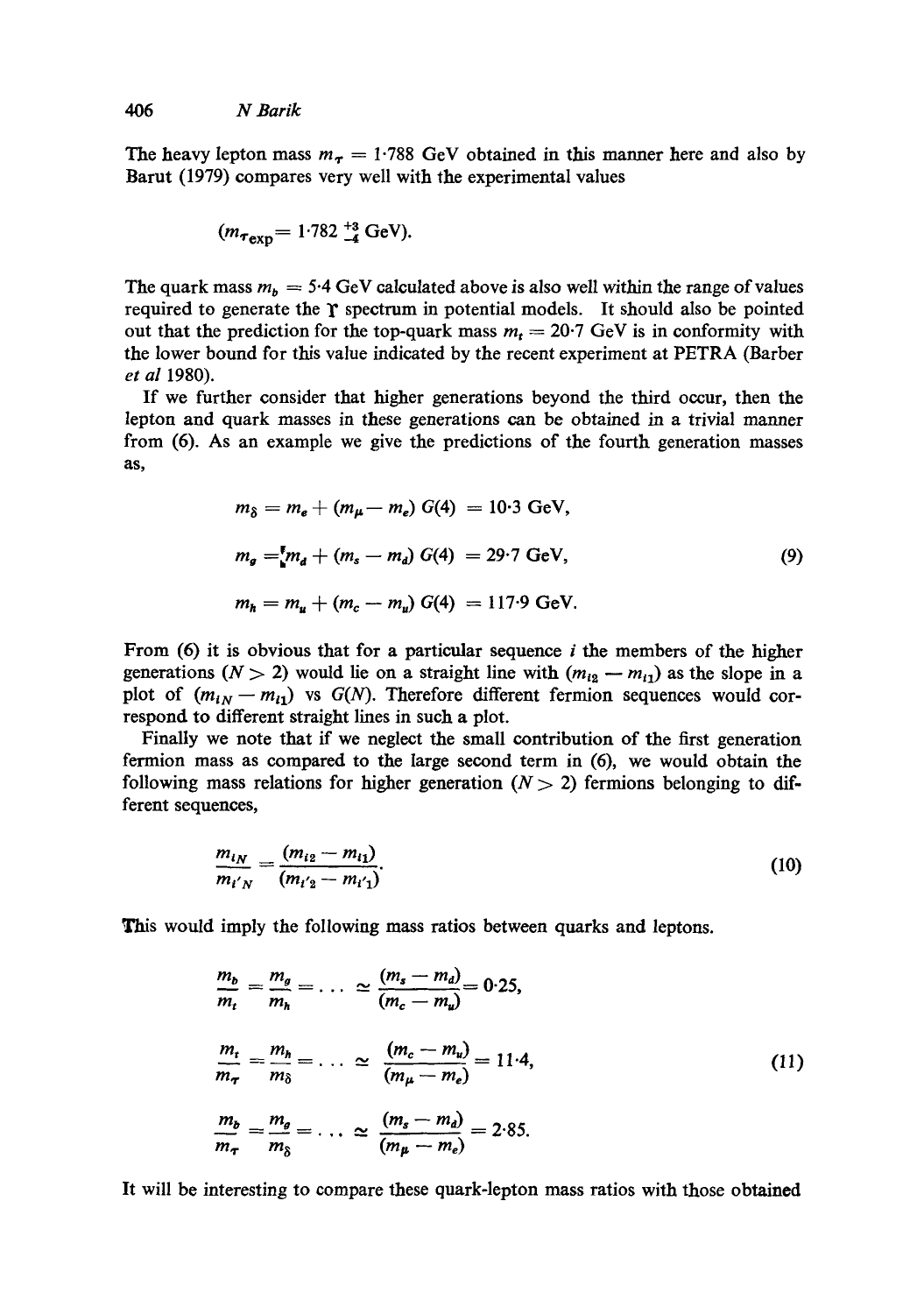The heavy lepton mass $m_\tau = 1{\cdot}788$ GeV obtained in this manner here and also by Barut (1979) compares very well with the experimental values

$$(m_{\tau_{\text{exp}}} = 1{\cdot}782\,^{+3}_{-4}\text{ GeV}).$$

The quark mass $m_b = 5{\cdot}4$ GeV calculated above is also well within the range of values required to generate the $\Upsilon$ spectrum in potential models. It should also be pointed out that the prediction for the top-quark mass $m_t = 20{\cdot}7$ GeV is in conformity with the lower bound for this value indicated by the recent experiment at PETRA (Barber *et al* 1980).

If we further consider that higher generations beyond the third occur, then the lepton and quark masses in these generations can be obtained in a trivial manner from (6). As an example we give the predictions of the fourth generation masses as,

$$
\begin{aligned}
m_\delta &= m_e + (m_\mu - m_e)\, G(4) = 10{\cdot}3 \text{ GeV},\\
m_g &= m_d + (m_s - m_d)\, G(4) = 29{\cdot}7 \text{ GeV},\\
m_h &= m_u + (m_c - m_u)\, G(4) = 117{\cdot}9 \text{ GeV}.
\end{aligned}
\tag{9}
$$

From (6) it is obvious that for a particular sequence $i$ the members of the higher generations ($N > 2$) would lie on a straight line with $(m_{i2} - m_{i1})$ as the slope in a plot of $(m_{iN} - m_{i1})$ vs $G(N)$. Therefore different fermion sequences would correspond to different straight lines in such a plot.

Finally we note that if we neglect the small contribution of the first generation fermion mass as compared to the large second term in (6), we would obtain the following mass relations for higher generation ($N > 2$) fermions belonging to different sequences,

$$\frac{m_{iN}}{m_{i'N}} = \frac{(m_{i2} - m_{i1})}{(m_{i'2} - m_{i'1})}. \tag{10}$$

This would imply the following mass ratios between quarks and leptons.

$$
\begin{aligned}
\frac{m_b}{m_t} &= \frac{m_g}{m_h} = \ldots \simeq \frac{(m_s - m_d)}{(m_c - m_u)} = 0{\cdot}25,\\
\frac{m_t}{m_\tau} &= \frac{m_h}{m_\delta} = \ldots \simeq \frac{(m_c - m_u)}{(m_\mu - m_e)} = 11{\cdot}4,\\
\frac{m_b}{m_\tau} &= \frac{m_g}{m_\delta} = \ldots \simeq \frac{(m_s - m_d)}{(m_\mu - m_e)} = 2{\cdot}85.
\end{aligned}
\tag{11}
$$

It will be interesting to compare these quark-lepton mass ratios with those obtained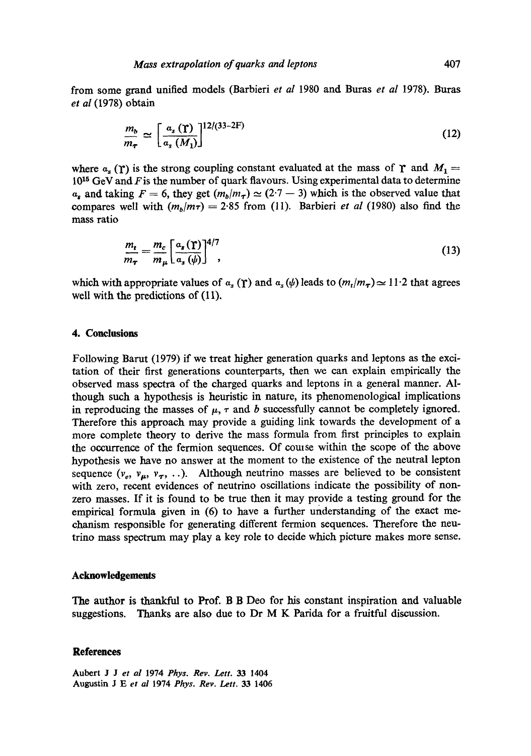from some grand unified models (Barbieri *et al* 1980 and Buras *et al* 1978). Buras *et al* (1978) obtain

$$\frac{m_b}{m_\tau} \simeq \left[\frac{\alpha_s(\Upsilon)}{\alpha_s(M_1)}\right]^{12/(33-2F)} \tag{12}$$

where $\alpha_s(\Upsilon)$ is the strong coupling constant evaluated at the mass of $\Upsilon$ and $M_1 = 10^{15}$ GeV and $F$ is the number of quark flavours. Using experimental data to determine $\alpha_s$ and taking $F = 6$, they get $(m_b/m_\tau) \simeq (2 \cdot 7 - 3)$ which is the observed value that compares well with $(m_b/m_\tau) = 2 \cdot 85$ from (11). Barbieri *et al* (1980) also find the mass ratio

$$\frac{m_t}{m_\tau} = \frac{m_c}{m_\mu}\left[\frac{\alpha_s(\Upsilon)}{\alpha_s(\psi)}\right]^{4/7}, \tag{13}$$

which with appropriate values of $\alpha_s(\Upsilon)$ and $\alpha_s(\psi)$ leads to $(m_t/m_\tau) \simeq 11 \cdot 2$ that agrees well with the predictions of (11).

## 4. Conclusions

Following Barut (1979) if we treat higher generation quarks and leptons as the excitation of their first generations counterparts, then we can explain empirically the observed mass spectra of the charged quarks and leptons in a general manner. Although such a hypothesis is heuristic in nature, its phenomenological implications in reproducing the masses of $\mu$, $\tau$ and $b$ successfully cannot be completely ignored. Therefore this approach may provide a guiding link towards the development of a more complete theory to derive the mass formula from first principles to explain the occurrence of the fermion sequences. Of course within the scope of the above hypothesis we have no answer at the moment to the existence of the neutral lepton sequence ($\nu_e$, $\nu_\mu$, $\nu_\tau$, ..). Although neutrino masses are believed to be consistent with zero, recent evidences of neutrino oscillations indicate the possibility of non-zero masses. If it is found to be true then it may provide a testing ground for the empirical formula given in (6) to have a further understanding of the exact mechanism responsible for generating different fermion sequences. Therefore the neutrino mass spectrum may play a key role to decide which picture makes more sense.

## Acknowledgements

The author is thankful to Prof. B B Deo for his constant inspiration and valuable suggestions. Thanks are also due to Dr M K Parida for a fruitful discussion.

## References

Aubert J J *et al* 1974 *Phys. Rev. Lett.* **33** 1404
Augustin J E *et al* 1974 *Phys. Rev. Lett.* **33** 1406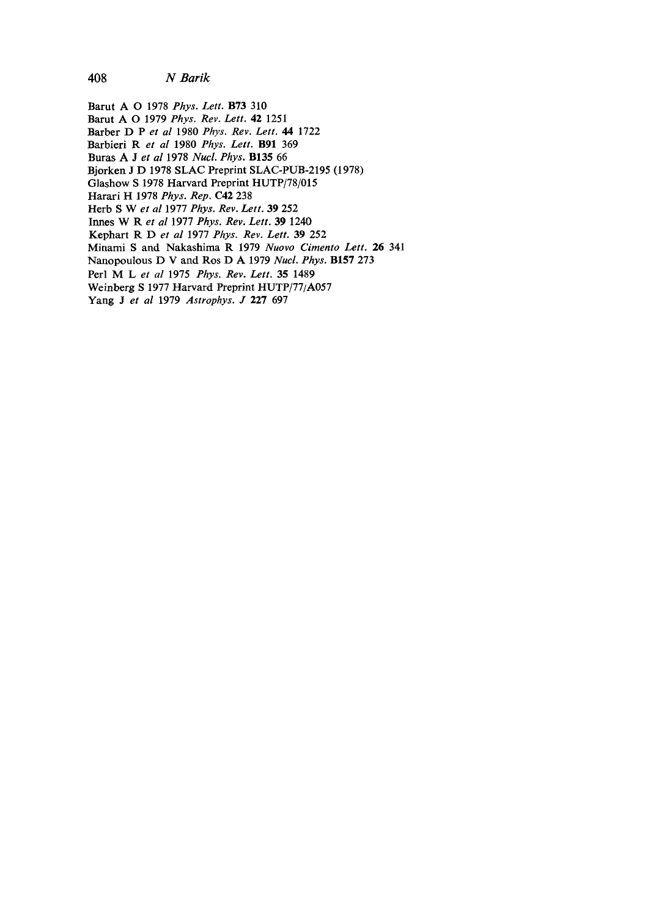Barut A O 1978 *Phys. Lett.* **B73** 310
Barut A O 1979 *Phys. Rev. Lett.* **42** 1251
Barber D P *et al* 1980 *Phys. Rev. Lett.* **44** 1722
Barbieri R *et al* 1980 *Phys. Lett.* **B91** 369
Buras A J *et al* 1978 *Nucl. Phys.* **B135** 66
Bjorken J D 1978 SLAC Preprint SLAC-PUB-2195 (1978)
Glashow S 1978 Harvard Preprint HUTP/78/015
Harari H 1978 *Phys. Rep.* **C42** 238
Herb S W *et al* 1977 *Phys. Rev. Lett.* **39** 252
Innes W R *et al* 1977 *Phys. Rev. Lett.* **39** 1240
Kephart R D *et al* 1977 *Phys. Rev. Lett.* **39** 252
Minami S and Nakashima R 1979 *Nuovo Cimento Lett.* **26** 341
Nanopoulous D V and Ros D A 1979 *Nucl. Phys.* **B157** 273
Perl M L *et al* 1975 *Phys. Rev. Lett.* **35** 1489
Weinberg S 1977 Harvard Preprint HUTP/77/A057
Yang J *et al* 1979 *Astrophys. J* **227** 697